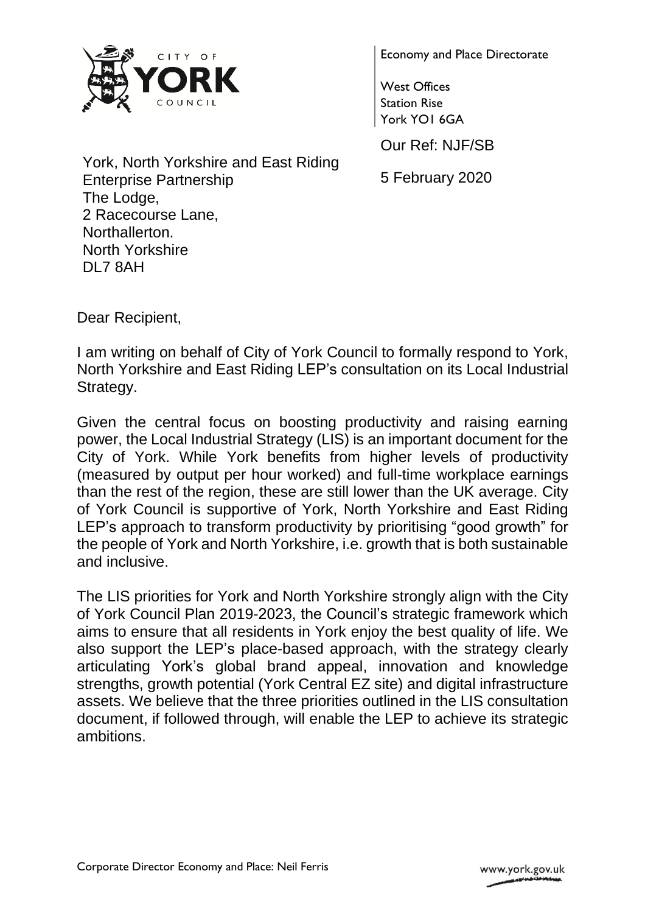CITY OF YORK COUNCIL

Economy and Place Directorate

West Offices
Station Rise
York YO1 6GA

Our Ref: NJF/SB

5 February 2020

York, North Yorkshire and East Riding Enterprise Partnership
The Lodge,
2 Racecourse Lane,
Northallerton.
North Yorkshire
DL7 8AH

Dear Recipient,

I am writing on behalf of City of York Council to formally respond to York, North Yorkshire and East Riding LEP's consultation on its Local Industrial Strategy.

Given the central focus on boosting productivity and raising earning power, the Local Industrial Strategy (LIS) is an important document for the City of York. While York benefits from higher levels of productivity (measured by output per hour worked) and full-time workplace earnings than the rest of the region, these are still lower than the UK average. City of York Council is supportive of York, North Yorkshire and East Riding LEP's approach to transform productivity by prioritising "good growth" for the people of York and North Yorkshire, i.e. growth that is both sustainable and inclusive.

The LIS priorities for York and North Yorkshire strongly align with the City of York Council Plan 2019-2023, the Council's strategic framework which aims to ensure that all residents in York enjoy the best quality of life. We also support the LEP's place-based approach, with the strategy clearly articulating York's global brand appeal, innovation and knowledge strengths, growth potential (York Central EZ site) and digital infrastructure assets. We believe that the three priorities outlined in the LIS consultation document, if followed through, will enable the LEP to achieve its strategic ambitions.

Corporate Director Economy and Place: Neil Ferris

www.york.gov.uk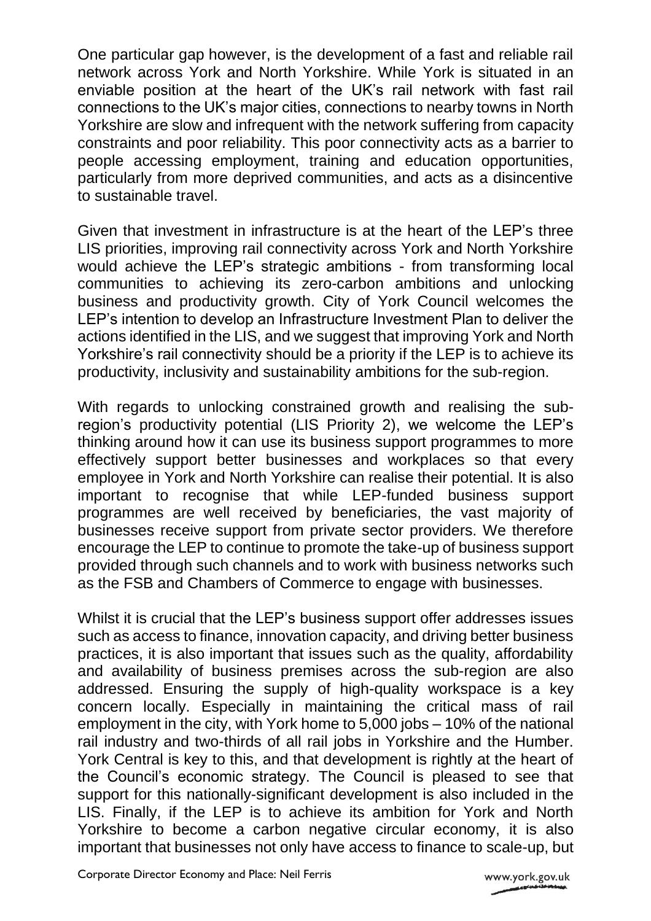One particular gap however, is the development of a fast and reliable rail network across York and North Yorkshire. While York is situated in an enviable position at the heart of the UK's rail network with fast rail connections to the UK's major cities, connections to nearby towns in North Yorkshire are slow and infrequent with the network suffering from capacity constraints and poor reliability. This poor connectivity acts as a barrier to people accessing employment, training and education opportunities, particularly from more deprived communities, and acts as a disincentive to sustainable travel.

Given that investment in infrastructure is at the heart of the LEP's three LIS priorities, improving rail connectivity across York and North Yorkshire would achieve the LEP's strategic ambitions - from transforming local communities to achieving its zero-carbon ambitions and unlocking business and productivity growth. City of York Council welcomes the LEP's intention to develop an Infrastructure Investment Plan to deliver the actions identified in the LIS, and we suggest that improving York and North Yorkshire's rail connectivity should be a priority if the LEP is to achieve its productivity, inclusivity and sustainability ambitions for the sub-region.

With regards to unlocking constrained growth and realising the sub-region's productivity potential (LIS Priority 2), we welcome the LEP's thinking around how it can use its business support programmes to more effectively support better businesses and workplaces so that every employee in York and North Yorkshire can realise their potential. It is also important to recognise that while LEP-funded business support programmes are well received by beneficiaries, the vast majority of businesses receive support from private sector providers. We therefore encourage the LEP to continue to promote the take-up of business support provided through such channels and to work with business networks such as the FSB and Chambers of Commerce to engage with businesses.

Whilst it is crucial that the LEP's business support offer addresses issues such as access to finance, innovation capacity, and driving better business practices, it is also important that issues such as the quality, affordability and availability of business premises across the sub-region are also addressed. Ensuring the supply of high-quality workspace is a key concern locally. Especially in maintaining the critical mass of rail employment in the city, with York home to 5,000 jobs – 10% of the national rail industry and two-thirds of all rail jobs in Yorkshire and the Humber. York Central is key to this, and that development is rightly at the heart of the Council's economic strategy. The Council is pleased to see that support for this nationally-significant development is also included in the LIS. Finally, if the LEP is to achieve its ambition for York and North Yorkshire to become a carbon negative circular economy, it is also important that businesses not only have access to finance to scale-up, but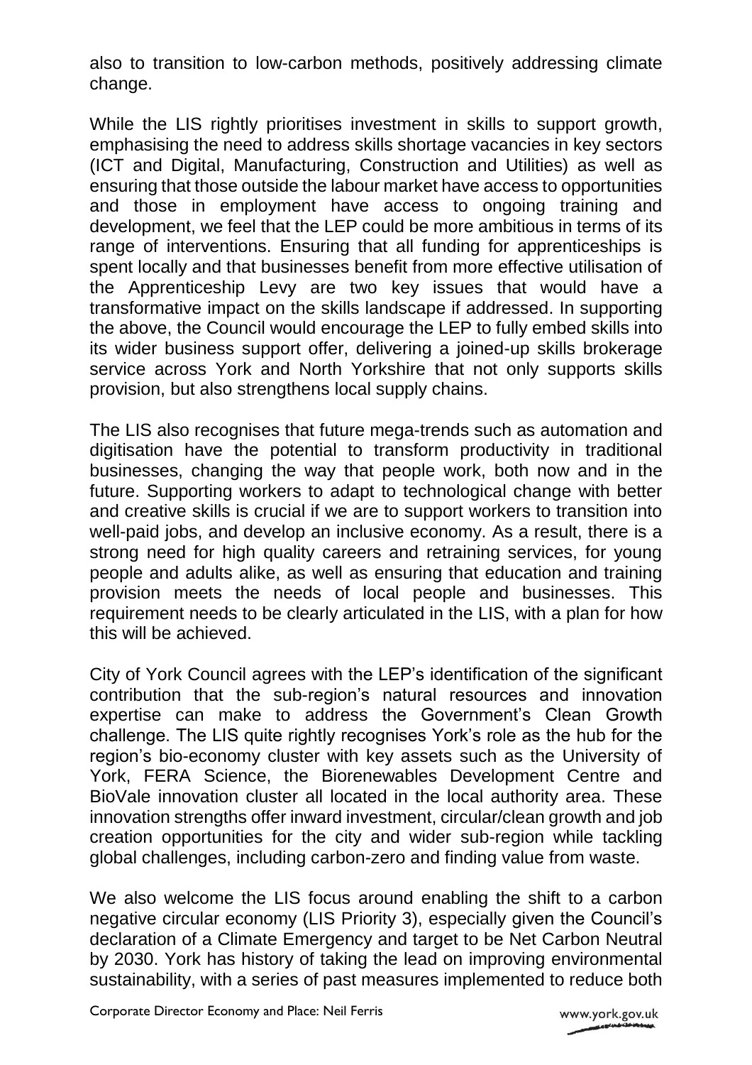also to transition to low-carbon methods, positively addressing climate change.

While the LIS rightly prioritises investment in skills to support growth, emphasising the need to address skills shortage vacancies in key sectors (ICT and Digital, Manufacturing, Construction and Utilities) as well as ensuring that those outside the labour market have access to opportunities and those in employment have access to ongoing training and development, we feel that the LEP could be more ambitious in terms of its range of interventions. Ensuring that all funding for apprenticeships is spent locally and that businesses benefit from more effective utilisation of the Apprenticeship Levy are two key issues that would have a transformative impact on the skills landscape if addressed. In supporting the above, the Council would encourage the LEP to fully embed skills into its wider business support offer, delivering a joined-up skills brokerage service across York and North Yorkshire that not only supports skills provision, but also strengthens local supply chains.

The LIS also recognises that future mega-trends such as automation and digitisation have the potential to transform productivity in traditional businesses, changing the way that people work, both now and in the future. Supporting workers to adapt to technological change with better and creative skills is crucial if we are to support workers to transition into well-paid jobs, and develop an inclusive economy. As a result, there is a strong need for high quality careers and retraining services, for young people and adults alike, as well as ensuring that education and training provision meets the needs of local people and businesses. This requirement needs to be clearly articulated in the LIS, with a plan for how this will be achieved.

City of York Council agrees with the LEP's identification of the significant contribution that the sub-region's natural resources and innovation expertise can make to address the Government's Clean Growth challenge. The LIS quite rightly recognises York's role as the hub for the region's bio-economy cluster with key assets such as the University of York, FERA Science, the Biorenewables Development Centre and BioVale innovation cluster all located in the local authority area. These innovation strengths offer inward investment, circular/clean growth and job creation opportunities for the city and wider sub-region while tackling global challenges, including carbon-zero and finding value from waste.

We also welcome the LIS focus around enabling the shift to a carbon negative circular economy (LIS Priority 3), especially given the Council's declaration of a Climate Emergency and target to be Net Carbon Neutral by 2030. York has history of taking the lead on improving environmental sustainability, with a series of past measures implemented to reduce both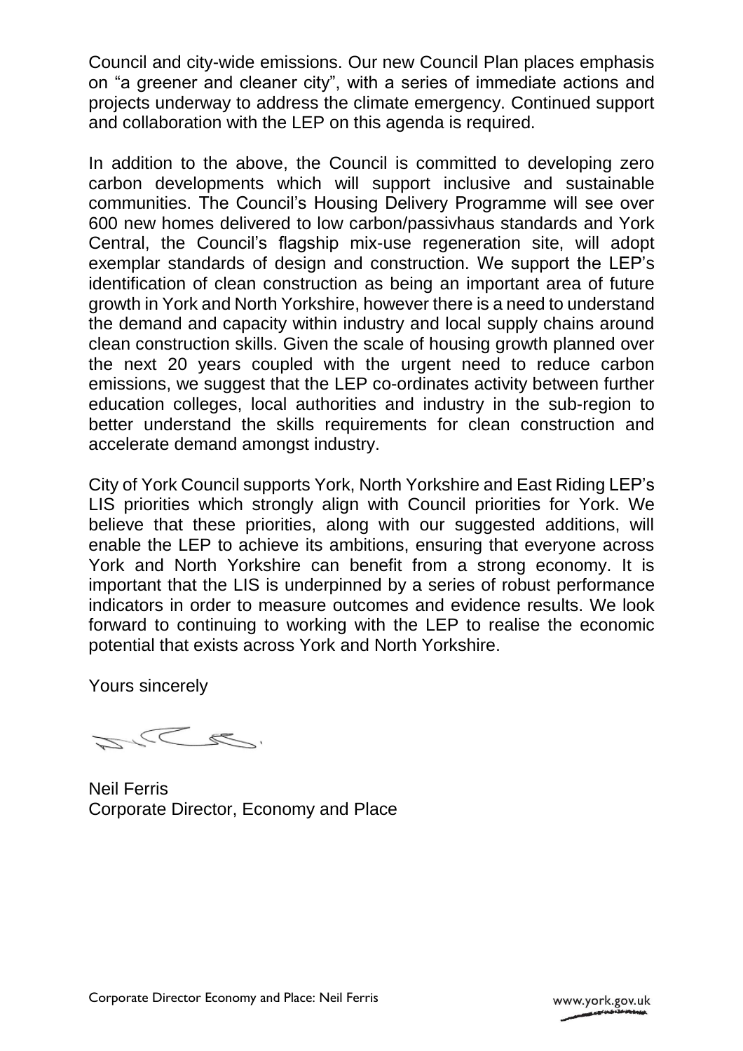Council and city-wide emissions. Our new Council Plan places emphasis on "a greener and cleaner city", with a series of immediate actions and projects underway to address the climate emergency. Continued support and collaboration with the LEP on this agenda is required.

In addition to the above, the Council is committed to developing zero carbon developments which will support inclusive and sustainable communities. The Council's Housing Delivery Programme will see over 600 new homes delivered to low carbon/passivhaus standards and York Central, the Council's flagship mix-use regeneration site, will adopt exemplar standards of design and construction. We support the LEP's identification of clean construction as being an important area of future growth in York and North Yorkshire, however there is a need to understand the demand and capacity within industry and local supply chains around clean construction skills. Given the scale of housing growth planned over the next 20 years coupled with the urgent need to reduce carbon emissions, we suggest that the LEP co-ordinates activity between further education colleges, local authorities and industry in the sub-region to better understand the skills requirements for clean construction and accelerate demand amongst industry.

City of York Council supports York, North Yorkshire and East Riding LEP's LIS priorities which strongly align with Council priorities for York. We believe that these priorities, along with our suggested additions, will enable the LEP to achieve its ambitions, ensuring that everyone across York and North Yorkshire can benefit from a strong economy. It is important that the LIS is underpinned by a series of robust performance indicators in order to measure outcomes and evidence results. We look forward to continuing to working with the LEP to realise the economic potential that exists across York and North Yorkshire.

Yours sincerely

Neil Ferris
Corporate Director, Economy and Place